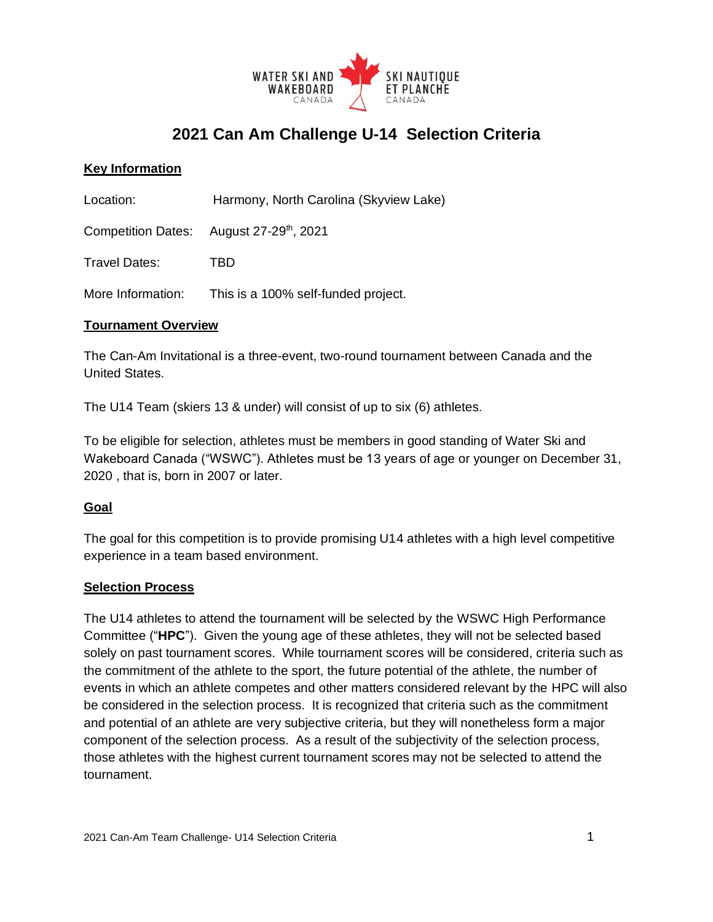# 2021 Can Am Challenge U-14 Selection Criteria

## Key Information

Location: Harmony, North Carolina (Skyview Lake)

Competition Dates: August 27-29th, 2021

Travel Dates: TBD

More Information: This is a 100% self-funded project.

## Tournament Overview

The Can-Am Invitational is a three-event, two-round tournament between Canada and the United States.

The U14 Team (skiers 13 & under) will consist of up to six (6) athletes.

To be eligible for selection, athletes must be members in good standing of Water Ski and Wakeboard Canada ("WSWC"). Athletes must be 13 years of age or younger on December 31, 2020 , that is, born in 2007 or later.

## Goal

The goal for this competition is to provide promising U14 athletes with a high level competitive experience in a team based environment.

## Selection Process

The U14 athletes to attend the tournament will be selected by the WSWC High Performance Committee ("**HPC**"). Given the young age of these athletes, they will not be selected based solely on past tournament scores. While tournament scores will be considered, criteria such as the commitment of the athlete to the sport, the future potential of the athlete, the number of events in which an athlete competes and other matters considered relevant by the HPC will also be considered in the selection process. It is recognized that criteria such as the commitment and potential of an athlete are very subjective criteria, but they will nonetheless form a major component of the selection process. As a result of the subjectivity of the selection process, those athletes with the highest current tournament scores may not be selected to attend the tournament.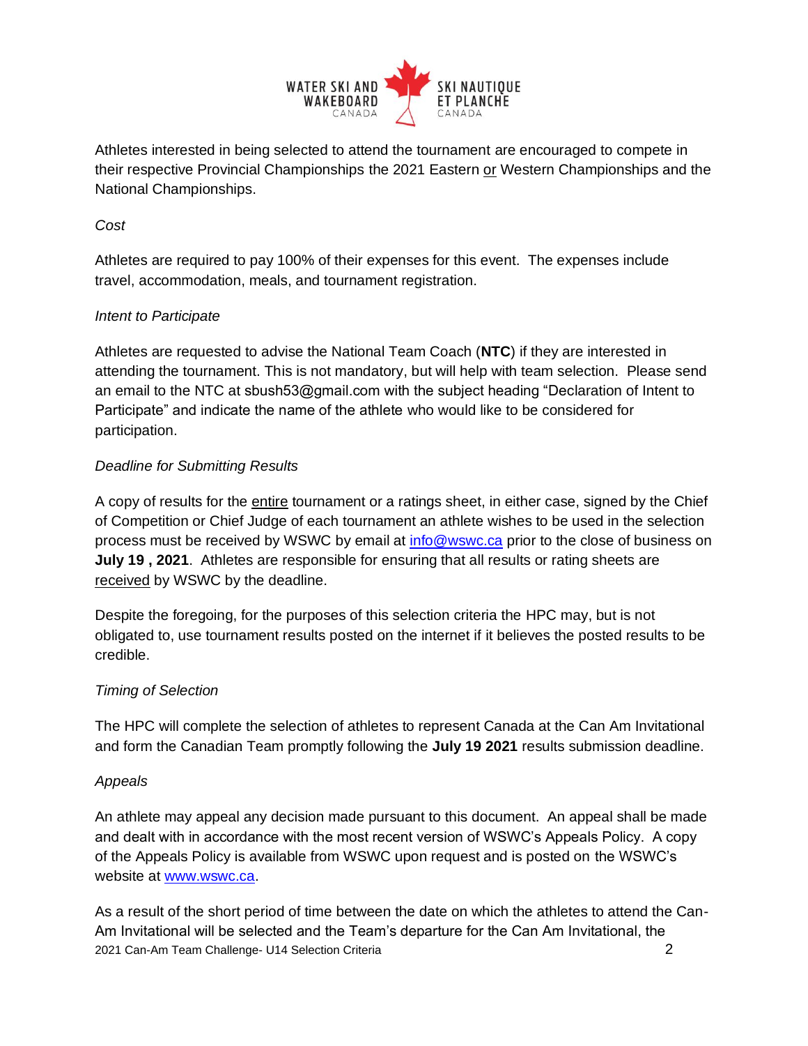Athletes interested in being selected to attend the tournament are encouraged to compete in their respective Provincial Championships the 2021 Eastern or Western Championships and the National Championships.

*Cost*

Athletes are required to pay 100% of their expenses for this event. The expenses include travel, accommodation, meals, and tournament registration.

*Intent to Participate*

Athletes are requested to advise the National Team Coach (**NTC**) if they are interested in attending the tournament. This is not mandatory, but will help with team selection. Please send an email to the NTC at sbush53@gmail.com with the subject heading "Declaration of Intent to Participate" and indicate the name of the athlete who would like to be considered for participation.

*Deadline for Submitting Results*

A copy of results for the entire tournament or a ratings sheet, in either case, signed by the Chief of Competition or Chief Judge of each tournament an athlete wishes to be used in the selection process must be received by WSWC by email at info@wswc.ca prior to the close of business on **July 19 , 2021**. Athletes are responsible for ensuring that all results or rating sheets are received by WSWC by the deadline.

Despite the foregoing, for the purposes of this selection criteria the HPC may, but is not obligated to, use tournament results posted on the internet if it believes the posted results to be credible.

*Timing of Selection*

The HPC will complete the selection of athletes to represent Canada at the Can Am Invitational and form the Canadian Team promptly following the **July 19 2021** results submission deadline.

*Appeals*

An athlete may appeal any decision made pursuant to this document. An appeal shall be made and dealt with in accordance with the most recent version of WSWC's Appeals Policy. A copy of the Appeals Policy is available from WSWC upon request and is posted on the WSWC's website at www.wswc.ca.

As a result of the short period of time between the date on which the athletes to attend the Can-Am Invitational will be selected and the Team's departure for the Can Am Invitational, the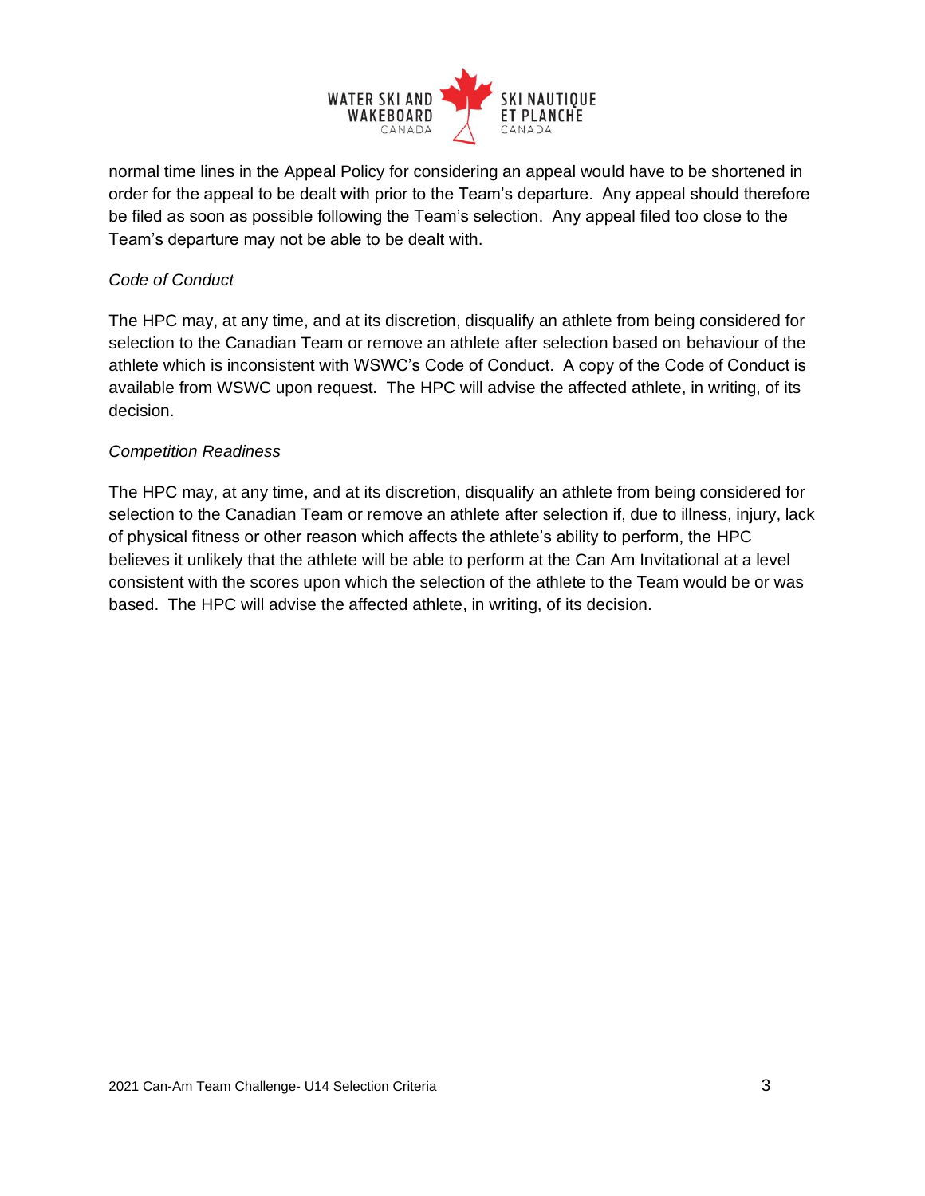normal time lines in the Appeal Policy for considering an appeal would have to be shortened in order for the appeal to be dealt with prior to the Team's departure. Any appeal should therefore be filed as soon as possible following the Team's selection. Any appeal filed too close to the Team's departure may not be able to be dealt with.

*Code of Conduct*

The HPC may, at any time, and at its discretion, disqualify an athlete from being considered for selection to the Canadian Team or remove an athlete after selection based on behaviour of the athlete which is inconsistent with WSWC's Code of Conduct. A copy of the Code of Conduct is available from WSWC upon request. The HPC will advise the affected athlete, in writing, of its decision.

*Competition Readiness*

The HPC may, at any time, and at its discretion, disqualify an athlete from being considered for selection to the Canadian Team or remove an athlete after selection if, due to illness, injury, lack of physical fitness or other reason which affects the athlete's ability to perform, the HPC believes it unlikely that the athlete will be able to perform at the Can Am Invitational at a level consistent with the scores upon which the selection of the athlete to the Team would be or was based. The HPC will advise the affected athlete, in writing, of its decision.